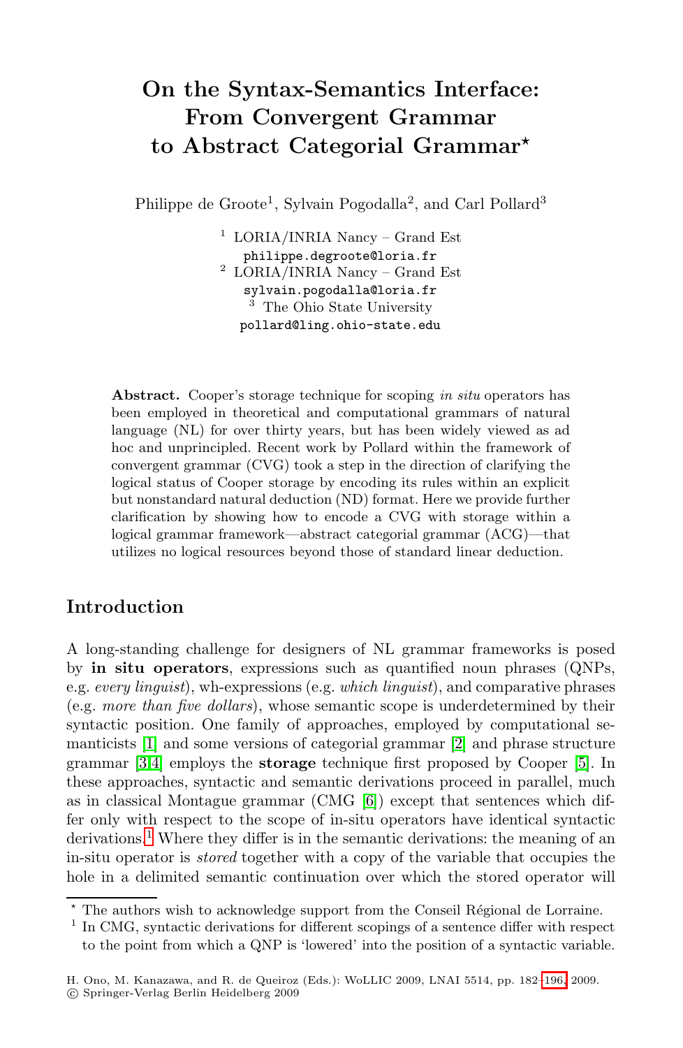# On the Syntax-Semantics Interface: From Convergent Grammar to Abstract Categorial Grammar*

Philippe de Groote[1], Sylvain Pogodalla[2], and Carl Pollard[3]

[1] LORIA/INRIA Nancy – Grand Est
philippe.degroote@loria.fr
[2] LORIA/INRIA Nancy – Grand Est
sylvain.pogodalla@loria.fr
[3] The Ohio State University
pollard@ling.ohio-state.edu

**Abstract.** Cooper's storage technique for scoping *in situ* operators has been employed in theoretical and computational grammars of natural language (NL) for over thirty years, but has been widely viewed as ad hoc and unprincipled. Recent work by Pollard within the framework of convergent grammar (CVG) took a step in the direction of clarifying the logical status of Cooper storage by encoding its rules within an explicit but nonstandard natural deduction (ND) format. Here we provide further clarification by showing how to encode a CVG with storage within a logical grammar framework—abstract categorial grammar (ACG)—that utilizes no logical resources beyond those of standard linear deduction.

## Introduction

A long-standing challenge for designers of NL grammar frameworks is posed by **in situ operators**, expressions such as quantified noun phrases (QNPs, e.g. *every linguist*), wh-expressions (e.g. *which linguist*), and comparative phrases (e.g. *more than five dollars*), whose semantic scope is underdetermined by their syntactic position. One family of approaches, employed by computational semanticists [1] and some versions of categorial grammar [2] and phrase structure grammar [3,4] employs the **storage** technique first proposed by Cooper [5]. In these approaches, syntactic and semantic derivations proceed in parallel, much as in classical Montague grammar (CMG [6]) except that sentences which differ only with respect to the scope of in-situ operators have identical syntactic derivations.[1] Where they differ is in the semantic derivations: the meaning of an in-situ operator is *stored* together with a copy of the variable that occupies the hole in a delimited semantic continuation over which the stored operator will

---

* The authors wish to acknowledge support from the Conseil Régional de Lorraine.

[1] In CMG, syntactic derivations for different scopings of a sentence differ with respect to the point from which a QNP is 'lowered' into the position of a syntactic variable.

H. Ono, M. Kanazawa, and R. de Queiroz (Eds.): WoLLIC 2009, LNAI 5514, pp. 182–196, 2009.
© Springer-Verlag Berlin Heidelberg 2009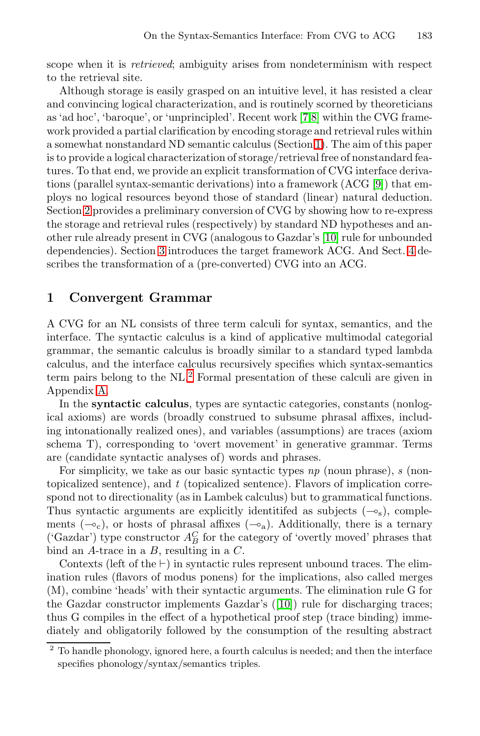scope when it is *retrieved*; ambiguity arises from nondeterminism with respect to the retrieval site.

Although storage is easily grasped on an intuitive level, it has resisted a clear and convincing logical characterization, and is routinely scorned by theoreticians as 'ad hoc', 'baroque', or 'unprincipled'. Recent work [7,8] within the CVG framework provided a partial clarification by encoding storage and retrieval rules within a somewhat nonstandard ND semantic calculus (Section 1). The aim of this paper is to provide a logical characterization of storage/retrieval free of nonstandard features. To that end, we provide an explicit transformation of CVG interface derivations (parallel syntax-semantic derivations) into a framework (ACG [9]) that employs no logical resources beyond those of standard (linear) natural deduction. Section 2 provides a preliminary conversion of CVG by showing how to re-express the storage and retrieval rules (respectively) by standard ND hypotheses and another rule already present in CVG (analogous to Gazdar's [10] rule for unbounded dependencies). Section 3 introduces the target framework ACG. And Sect. 4 describes the transformation of a (pre-converted) CVG into an ACG.

## 1 Convergent Grammar

A CVG for an NL consists of three term calculi for syntax, semantics, and the interface. The syntactic calculus is a kind of applicative multimodal categorial grammar, the semantic calculus is broadly similar to a standard typed lambda calculus, and the interface calculus recursively specifies which syntax-semantics term pairs belong to the NL.[2] Formal presentation of these calculi are given in Appendix A.

In the **syntactic calculus**, types are syntactic categories, constants (nonlogical axioms) are words (broadly construed to subsume phrasal affixes, including intonationally realized ones), and variables (assumptions) are traces (axiom schema T), corresponding to 'overt movement' in generative grammar. Terms are (candidate syntactic analyses of) words and phrases.

For simplicity, we take as our basic syntactic types *np* (noun phrase), *s* (nontopicalized sentence), and *t* (topicalized sentence). Flavors of implication correspond not to directionality (as in Lambek calculus) but to grammatical functions. Thus syntactic arguments are explicitly identitifed as subjects ($\multimap_{\mathrm{s}}$), complements ($\multimap_{\mathrm{c}}$), or hosts of phrasal affixes ($\multimap_{\mathrm{a}}$). Additionally, there is a ternary ('Gazdar') type constructor $A_B^C$ for the category of 'overtly moved' phrases that bind an $A$-trace in a $B$, resulting in a $C$.

Contexts (left of the $\vdash$) in syntactic rules represent unbound traces. The elimination rules (flavors of modus ponens) for the implications, also called merges (M), combine 'heads' with their syntactic arguments. The elimination rule G for the Gazdar constructor implements Gazdar's ([10]) rule for discharging traces; thus G compiles in the effect of a hypothetical proof step (trace binding) immediately and obligatorily followed by the consumption of the resulting abstract

[2] To handle phonology, ignored here, a fourth calculus is needed; and then the interface specifies phonology/syntax/semantics triples.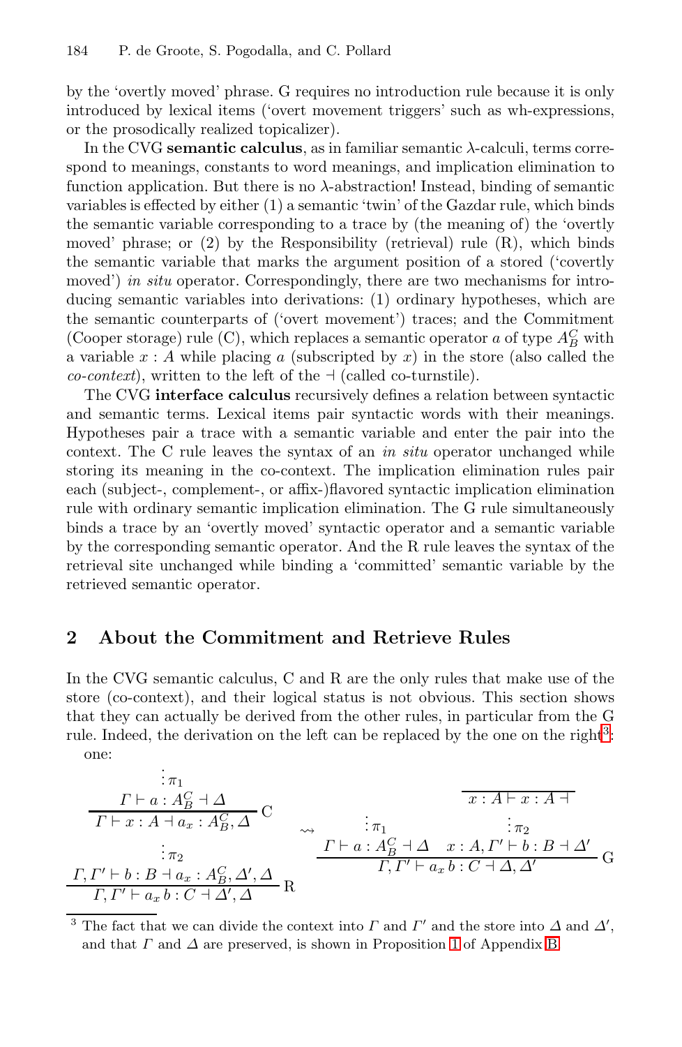by the 'overtly moved' phrase. G requires no introduction rule because it is only introduced by lexical items ('overt movement triggers' such as wh-expressions, or the prosodically realized topicalizer).

In the CVG **semantic calculus**, as in familiar semantic $\lambda$-calculi, terms correspond to meanings, constants to word meanings, and implication elimination to function application. But there is no $\lambda$-abstraction! Instead, binding of semantic variables is effected by either (1) a semantic 'twin' of the Gazdar rule, which binds the semantic variable corresponding to a trace by (the meaning of) the 'overtly moved' phrase; or (2) by the Responsibility (retrieval) rule (R), which binds the semantic variable that marks the argument position of a stored ('covertly moved') *in situ* operator. Correspondingly, there are two mechanisms for introducing semantic variables into derivations: (1) ordinary hypotheses, which are the semantic counterparts of ('overt movement') traces; and the Commitment (Cooper storage) rule (C), which replaces a semantic operator $a$ of type $A_B^C$ with a variable $x : A$ while placing $a$ (subscripted by $x$) in the store (also called the *co-context*), written to the left of the $\dashv$ (called co-turnstile).

The CVG **interface calculus** recursively defines a relation between syntactic and semantic terms. Lexical items pair syntactic words with their meanings. Hypotheses pair a trace with a semantic variable and enter the pair into the context. The C rule leaves the syntax of an *in situ* operator unchanged while storing its meaning in the co-context. The implication elimination rules pair each (subject-, complement-, or affix-)flavored syntactic implication elimination rule with ordinary semantic implication elimination. The G rule simultaneously binds a trace by an 'overtly moved' syntactic operator and a semantic variable by the corresponding semantic operator. And the R rule leaves the syntax of the retrieval site unchanged while binding a 'committed' semantic variable by the retrieved semantic operator.

## 2 About the Commitment and Retrieve Rules

In the CVG semantic calculus, C and R are the only rules that make use of the store (co-context), and their logical status is not obvious. This section shows that they can actually be derived from the other rules, in particular from the G rule. Indeed, the derivation on the left can be replaced by the one on the right[3]:
one:

$$
\dfrac{\dfrac{\dfrac{\dfrac{\vdots\,\pi_1}{\Gamma \vdash a : A_B^C \dashv \Delta}}{\Gamma \vdash x : A \dashv a_x : A_B^C, \Delta}\,\mathrm{C}}{\vdots\,\pi_2 \atop \Gamma, \Gamma' \vdash b : B \dashv a_x : A_B^C, \Delta', \Delta}}{\Gamma, \Gamma' \vdash a_x\, b : C \dashv \Delta', \Delta}\,\mathrm{R}
\quad \rightsquigarrow \quad
\dfrac{\dfrac{\vdots\,\pi_1}{\Gamma \vdash a : A_B^C \dashv \Delta} \qquad \dfrac{\overline{x : A \vdash x : A \dashv}}{\vdots\,\pi_2 \atop x : A, \Gamma' \vdash b : B \dashv \Delta'}}{\Gamma, \Gamma' \vdash a_x\, b : C \dashv \Delta, \Delta'}\,\mathrm{G}
$$

---

[3] The fact that we can divide the context into $\Gamma$ and $\Gamma'$ and the store into $\Delta$ and $\Delta'$, and that $\Gamma$ and $\Delta$ are preserved, is shown in Proposition 1 of Appendix B.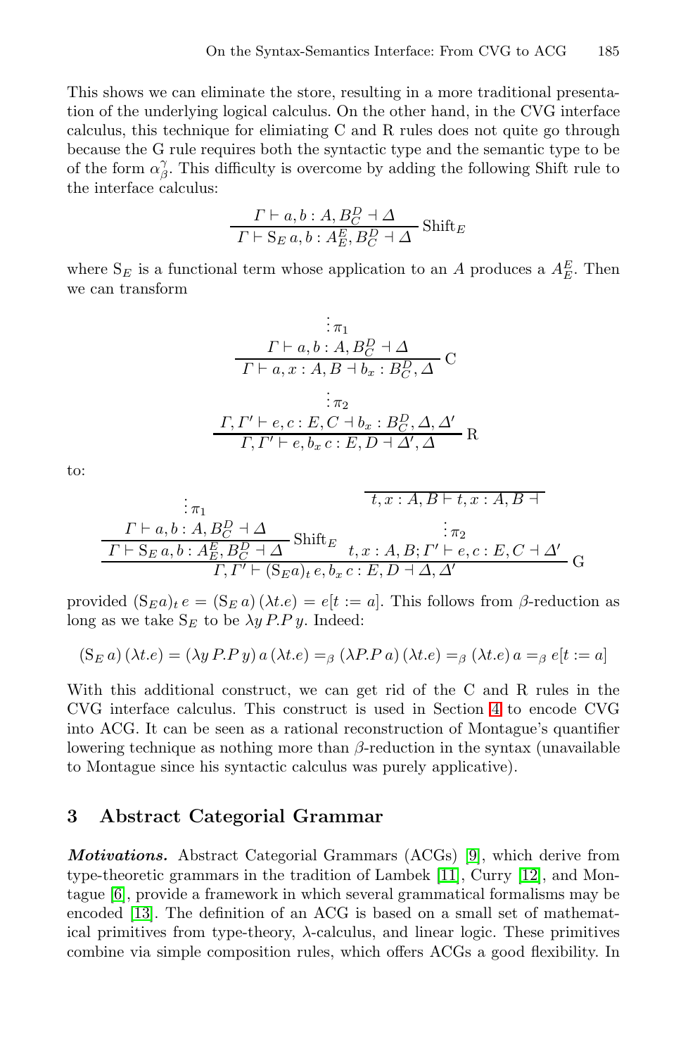This shows we can eliminate the store, resulting in a more traditional presentation of the underlying logical calculus. On the other hand, in the CVG interface calculus, this technique for elimiating C and R rules does not quite go through because the G rule requires both the syntactic type and the semantic type to be of the form $\alpha_\beta^\gamma$. This difficulty is overcome by adding the following Shift rule to the interface calculus:

$$\frac{\Gamma \vdash a, b : A, B_C^D \dashv \Delta}{\Gamma \vdash \mathrm{S}_E\, a, b : A_E^E, B_C^D \dashv \Delta}\ \mathrm{Shift}_E$$

where $\mathrm{S}_E$ is a functional term whose application to an $A$ produces a $A_E^E$. Then we can transform

$$\dfrac{\dfrac{\dfrac{\vdots\ \pi_1}{\Gamma \vdash a, b : A, B_C^D \dashv \Delta}}{\Gamma \vdash a, x : A, B \dashv b_x : B_C^D, \Delta}\ \mathrm{C} \qquad \vdots\ \pi_2}{\dfrac{\Gamma, \Gamma' \vdash e, c : E, C \dashv b_x : B_C^D, \Delta, \Delta'}{\Gamma, \Gamma' \vdash e, b_x\, c : E, D \dashv \Delta', \Delta}\ \mathrm{R}}$$

to:

$$\dfrac{\dfrac{\dfrac{\vdots\ \pi_1}{\Gamma \vdash a, b : A, B_C^D \dashv \Delta}}{\Gamma \vdash \mathrm{S}_E\, a, b : A_E^E, B_C^D \dashv \Delta}\ \mathrm{Shift}_E \qquad \dfrac{\overline{t, x : A, B \vdash t, x : A, B \dashv}\quad \vdots\ \pi_2}{t, x : A, B; \Gamma' \vdash e, c : E, C \dashv \Delta'}}{\Gamma, \Gamma' \vdash (\mathrm{S}_E a)_t\, e, b_x\, c : E, D \dashv \Delta, \Delta'}\ \mathrm{G}$$

provided $(\mathrm{S}_E a)_t\, e = (\mathrm{S}_E\, a)\,(\lambda t.e) = e[t := a]$. This follows from $\beta$-reduction as long as we take $\mathrm{S}_E$ to be $\lambda y\, P.P\, y$. Indeed:

$$(\mathrm{S}_E\, a)\,(\lambda t.e) = (\lambda y\, P.P\, y)\, a\,(\lambda t.e) =_\beta (\lambda P.P\, a)\,(\lambda t.e) =_\beta (\lambda t.e)\, a =_\beta e[t := a]$$

With this additional construct, we can get rid of the C and R rules in the CVG interface calculus. This construct is used in Section 4 to encode CVG into ACG. It can be seen as a rational reconstruction of Montague's quantifier lowering technique as nothing more than $\beta$-reduction in the syntax (unavailable to Montague since his syntactic calculus was purely applicative).

## 3 Abstract Categorial Grammar

***Motivations.*** Abstract Categorial Grammars (ACGs) [9], which derive from type-theoretic grammars in the tradition of Lambek [11], Curry [12], and Montague [6], provide a framework in which several grammatical formalisms may be encoded [13]. The definition of an ACG is based on a small set of mathematical primitives from type-theory, $\lambda$-calculus, and linear logic. These primitives combine via simple composition rules, which offers ACGs a good flexibility. In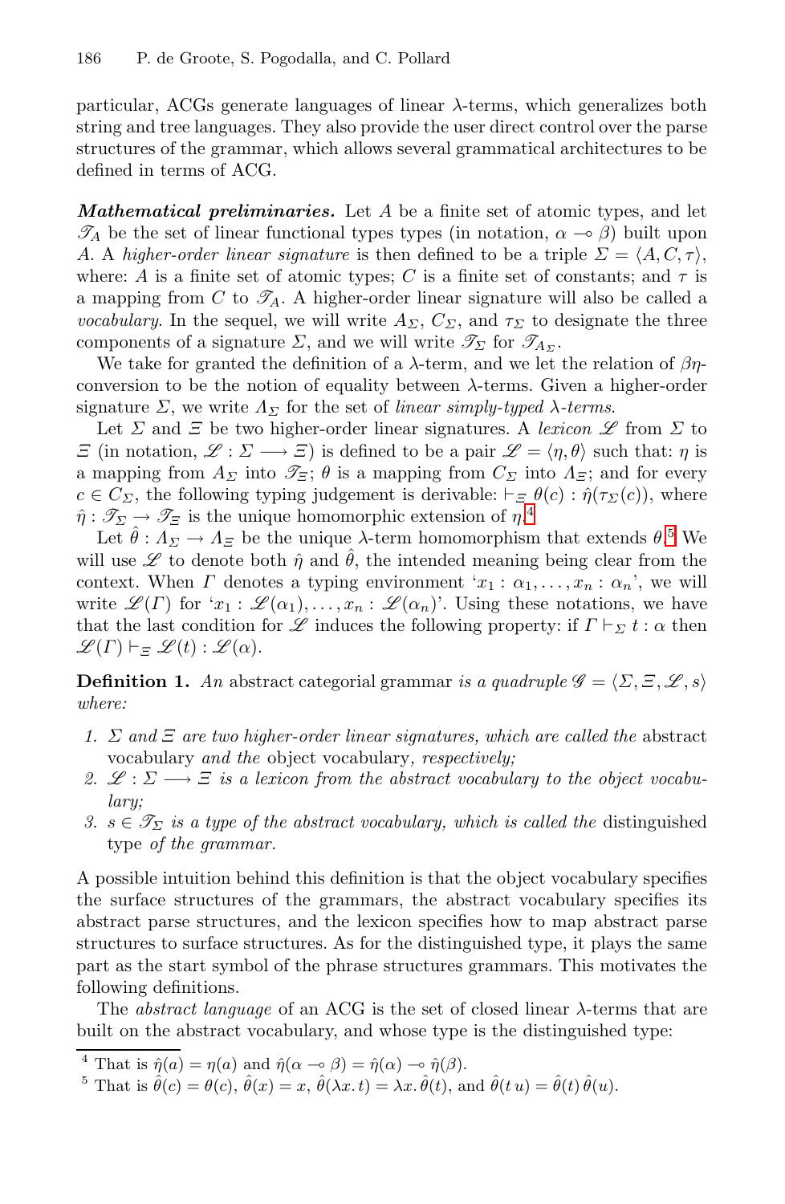particular, ACGs generate languages of linear λ-terms, which generalizes both string and tree languages. They also provide the user direct control over the parse structures of the grammar, which allows several grammatical architectures to be defined in terms of ACG.

***Mathematical preliminaries.*** Let $A$ be a finite set of atomic types, and let $\mathscr{T}_A$ be the set of linear functional types types (in notation, $\alpha \multimap \beta$) built upon $A$. A *higher-order linear signature* is then defined to be a triple $\Sigma = \langle A, C, \tau \rangle$, where: $A$ is a finite set of atomic types; $C$ is a finite set of constants; and $\tau$ is a mapping from $C$ to $\mathscr{T}_A$. A higher-order linear signature will also be called a *vocabulary*. In the sequel, we will write $A_\Sigma$, $C_\Sigma$, and $\tau_\Sigma$ to designate the three components of a signature $\Sigma$, and we will write $\mathscr{T}_\Sigma$ for $\mathscr{T}_{A_\Sigma}$.

We take for granted the definition of a λ-term, and we let the relation of $\beta\eta$-conversion to be the notion of equality between λ-terms. Given a higher-order signature $\Sigma$, we write $\Lambda_\Sigma$ for the set of *linear simply-typed λ-terms*.

Let $\Sigma$ and $\Xi$ be two higher-order linear signatures. A *lexicon* $\mathscr{L}$ from $\Sigma$ to $\Xi$ (in notation, $\mathscr{L} : \Sigma \longrightarrow \Xi$) is defined to be a pair $\mathscr{L} = \langle \eta, \theta \rangle$ such that: $\eta$ is a mapping from $A_\Sigma$ into $\mathscr{T}_\Xi$; $\theta$ is a mapping from $C_\Sigma$ into $\Lambda_\Xi$; and for every $c \in C_\Sigma$, the following typing judgement is derivable: $\vdash_\Xi \theta(c) : \hat{\eta}(\tau_\Sigma(c))$, where $\hat{\eta} : \mathscr{T}_\Sigma \to \mathscr{T}_\Xi$ is the unique homomorphic extension of $\eta$.[4]

Let $\hat{\theta} : \Lambda_\Sigma \to \Lambda_\Xi$ be the unique λ-term homomorphism that extends $\theta$.[5] We will use $\mathscr{L}$ to denote both $\hat{\eta}$ and $\hat{\theta}$, the intended meaning being clear from the context. When $\Gamma$ denotes a typing environment '$x_1 : \alpha_1, \ldots, x_n : \alpha_n$', we will write $\mathscr{L}(\Gamma)$ for '$x_1 : \mathscr{L}(\alpha_1), \ldots, x_n : \mathscr{L}(\alpha_n)$'. Using these notations, we have that the last condition for $\mathscr{L}$ induces the following property: if $\Gamma \vdash_\Sigma t : \alpha$ then $\mathscr{L}(\Gamma) \vdash_\Xi \mathscr{L}(t) : \mathscr{L}(\alpha)$.

**Definition 1.** *An* abstract categorial grammar *is a quadruple* $\mathscr{G} = \langle \Sigma, \Xi, \mathscr{L}, s \rangle$ *where:*

1. *$\Sigma$ and $\Xi$ are two higher-order linear signatures, which are called the* abstract vocabulary *and the* object vocabulary*, respectively;*
2. *$\mathscr{L} : \Sigma \longrightarrow \Xi$ is a lexicon from the abstract vocabulary to the object vocabulary;*
3. *$s \in \mathscr{T}_\Sigma$ is a type of the abstract vocabulary, which is called the* distinguished type *of the grammar.*

A possible intuition behind this definition is that the object vocabulary specifies the surface structures of the grammars, the abstract vocabulary specifies its abstract parse structures, and the lexicon specifies how to map abstract parse structures to surface structures. As for the distinguished type, it plays the same part as the start symbol of the phrase structures grammars. This motivates the following definitions.

The *abstract language* of an ACG is the set of closed linear λ-terms that are built on the abstract vocabulary, and whose type is the distinguished type:

---

[4] That is $\hat{\eta}(a) = \eta(a)$ and $\hat{\eta}(\alpha \multimap \beta) = \hat{\eta}(\alpha) \multimap \hat{\eta}(\beta)$.

[5] That is $\hat{\theta}(c) = \theta(c)$, $\hat{\theta}(x) = x$, $\hat{\theta}(\lambda x.\, t) = \lambda x.\, \hat{\theta}(t)$, and $\hat{\theta}(t\, u) = \hat{\theta}(t)\, \hat{\theta}(u)$.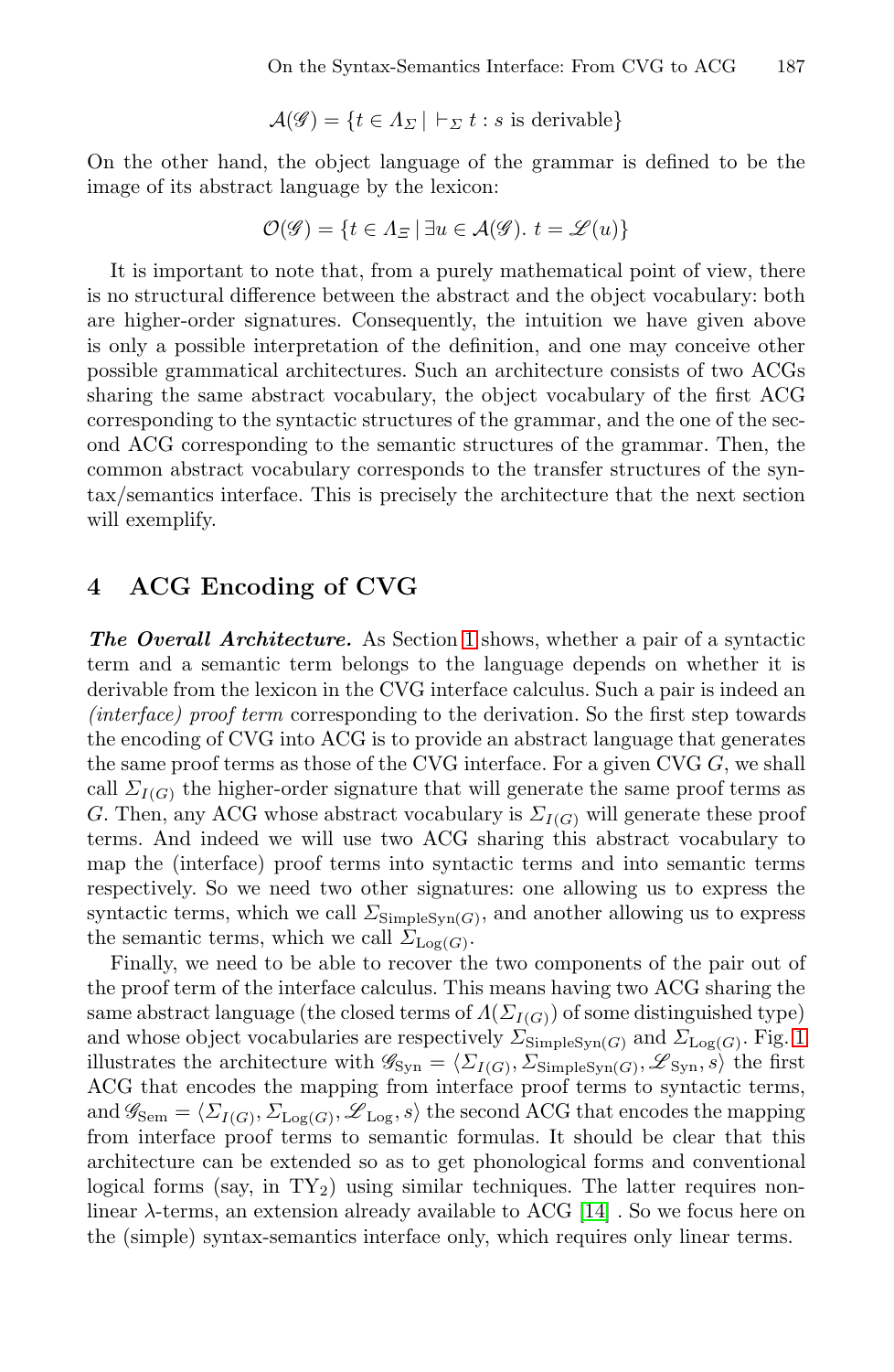$$\mathcal{A}(\mathscr{G}) = \{t \in \Lambda_\Sigma \mid \vdash_\Sigma t : s \text{ is derivable}\}$$

On the other hand, the object language of the grammar is defined to be the image of its abstract language by the lexicon:

$$\mathcal{O}(\mathscr{G}) = \{t \in \Lambda_\Xi \mid \exists u \in \mathcal{A}(\mathscr{G}).\ t = \mathscr{L}(u)\}$$

It is important to note that, from a purely mathematical point of view, there is no structural difference between the abstract and the object vocabulary: both are higher-order signatures. Consequently, the intuition we have given above is only a possible interpretation of the definition, and one may conceive other possible grammatical architectures. Such an architecture consists of two ACGs sharing the same abstract vocabulary, the object vocabulary of the first ACG corresponding to the syntactic structures of the grammar, and the one of the second ACG corresponding to the semantic structures of the grammar. Then, the common abstract vocabulary corresponds to the transfer structures of the syntax/semantics interface. This is precisely the architecture that the next section will exemplify.

## 4 ACG Encoding of CVG

***The Overall Architecture.*** As Section 1 shows, whether a pair of a syntactic term and a semantic term belongs to the language depends on whether it is derivable from the lexicon in the CVG interface calculus. Such a pair is indeed an *(interface) proof term* corresponding to the derivation. So the first step towards the encoding of CVG into ACG is to provide an abstract language that generates the same proof terms as those of the CVG interface. For a given CVG $G$, we shall call $\Sigma_{I(G)}$ the higher-order signature that will generate the same proof terms as $G$. Then, any ACG whose abstract vocabulary is $\Sigma_{I(G)}$ will generate these proof terms. And indeed we will use two ACG sharing this abstract vocabulary to map the (interface) proof terms into syntactic terms and into semantic terms respectively. So we need two other signatures: one allowing us to express the syntactic terms, which we call $\Sigma_{\text{SimpleSyn}(G)}$, and another allowing us to express the semantic terms, which we call $\Sigma_{\text{Log}(G)}$.

Finally, we need to be able to recover the two components of the pair out of the proof term of the interface calculus. This means having two ACG sharing the same abstract language (the closed terms of $\Lambda(\Sigma_{I(G)})$ of some distinguished type) and whose object vocabularies are respectively $\Sigma_{\text{SimpleSyn}(G)}$ and $\Sigma_{\text{Log}(G)}$. Fig. 1 illustrates the architecture with $\mathscr{G}_{\text{Syn}} = \langle \Sigma_{I(G)}, \Sigma_{\text{SimpleSyn}(G)}, \mathscr{L}_{\text{Syn}}, s \rangle$ the first ACG that encodes the mapping from interface proof terms to syntactic terms, and $\mathscr{G}_{\text{Sem}} = \langle \Sigma_{I(G)}, \Sigma_{\text{Log}(G)}, \mathscr{L}_{\text{Log}}, s \rangle$ the second ACG that encodes the mapping from interface proof terms to semantic formulas. It should be clear that this architecture can be extended so as to get phonological forms and conventional logical forms (say, in $\text{TY}_2$) using similar techniques. The latter requires non-linear $\lambda$-terms, an extension already available to ACG [14] . So we focus here on the (simple) syntax-semantics interface only, which requires only linear terms.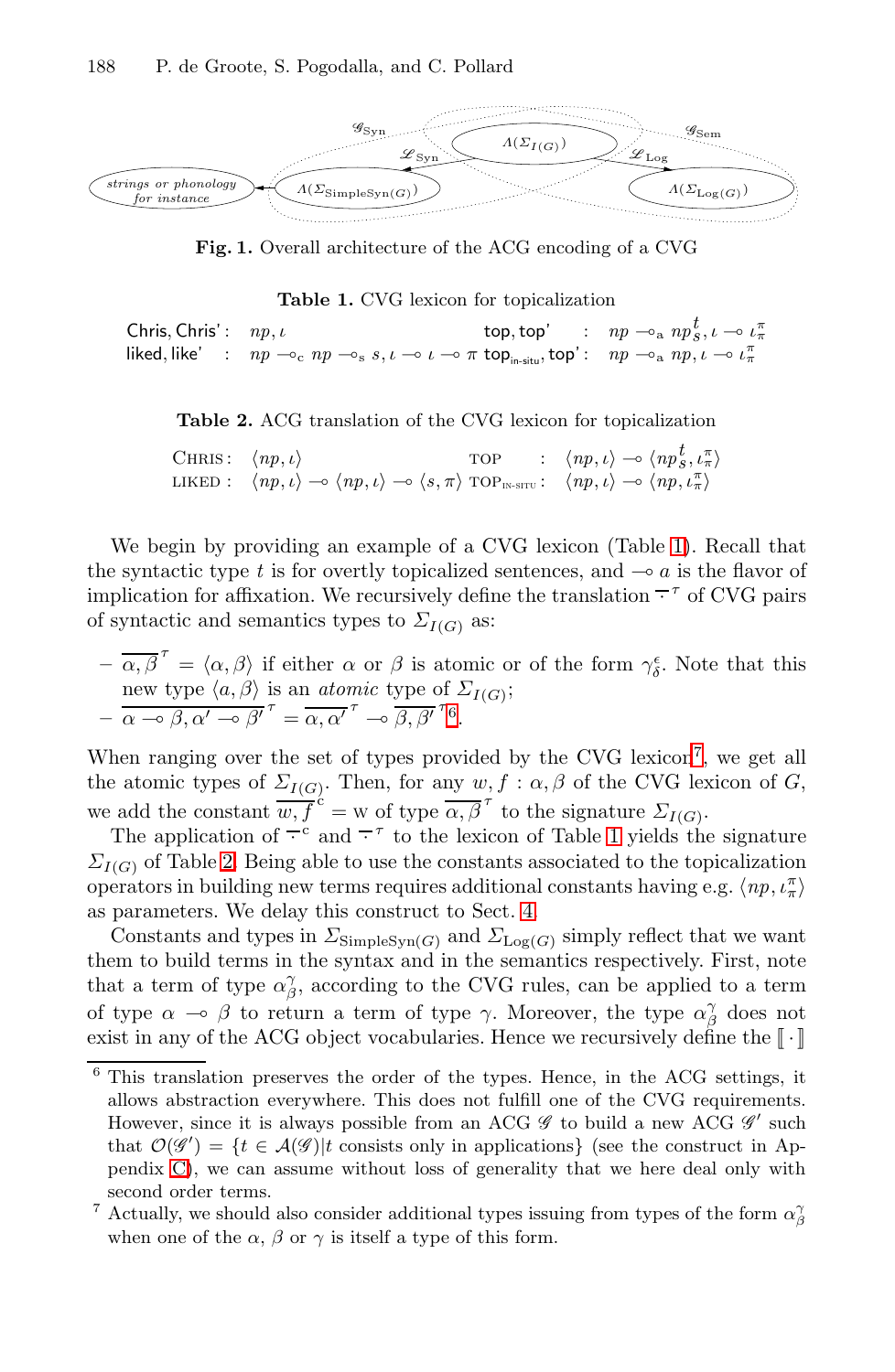Fig. 1. Overall architecture of the ACG encoding of a CVG

Table 1. CVG lexicon for topicalization

| | | | | |
|---|---|---|---|---|
| Chris, Chris' : | $np, \iota$ | | top, top' : | $np \multimap_{\mathrm{a}} np^{t}_{S}, \iota \multimap \iota^{\pi}_{\pi}$ |
| liked, like' : | $np \multimap_{\mathrm{c}} np \multimap_{\mathrm{s}} s, \iota \multimap \iota \multimap \pi$ | | $\mathsf{top}_{\text{in-situ}}$, top' : | $np \multimap_{\mathrm{a}} np, \iota \multimap \iota^{\pi}_{\pi}$ |

Table 2. ACG translation of the CVG lexicon for topicalization

| | | | |
|---|---|---|---|
| CHRIS : | $\langle np, \iota\rangle$ | TOP : | $\langle np, \iota\rangle \multimap \langle np^{t}_{S}, \iota^{\pi}_{\pi}\rangle$ |
| LIKED : | $\langle np, \iota\rangle \multimap \langle np, \iota\rangle \multimap \langle s, \pi\rangle$ | $\mathrm{TOP}_{\text{IN-SITU}}$ : | $\langle np, \iota\rangle \multimap \langle np, \iota^{\pi}_{\pi}\rangle$ |

We begin by providing an example of a CVG lexicon (Table 1). Recall that the syntactic type $t$ is for overtly topicalized sentences, and $\multimap a$ is the flavor of implication for affixation. We recursively define the translation $\overline{\cdot}^{\tau}$ of CVG pairs of syntactic and semantics types to $\Sigma_{I(G)}$ as:

- $\overline{\alpha, \beta}^{\tau} = \langle \alpha, \beta\rangle$ if either $\alpha$ or $\beta$ is atomic or of the form $\gamma^{\epsilon}_{\delta}$. Note that this new type $\langle a, \beta\rangle$ is an *atomic* type of $\Sigma_{I(G)}$;
- $\overline{\alpha \multimap \beta, \alpha' \multimap \beta'}^{\tau} = \overline{\alpha, \alpha'}^{\tau} \multimap \overline{\beta, \beta'}^{\tau}$[6].

When ranging over the set of types provided by the CVG lexicon[7], we get all the atomic types of $\Sigma_{I(G)}$. Then, for any $w, f : \alpha, \beta$ of the CVG lexicon of $G$, we add the constant $\overline{w, f}^{c} = \mathrm{w}$ of type $\overline{\alpha, \beta}^{\tau}$ to the signature $\Sigma_{I(G)}$.

The application of $\overline{\cdot}^{c}$ and $\overline{\cdot}^{\tau}$ to the lexicon of Table 1 yields the signature $\Sigma_{I(G)}$ of Table 2. Being able to use the constants associated to the topicalization operators in building new terms requires additional constants having e.g. $\langle np, \iota^{\pi}_{\pi}\rangle$ as parameters. We delay this construct to Sect. 4.

Constants and types in $\Sigma_{\mathrm{SimpleSyn}(G)}$ and $\Sigma_{\mathrm{Log}(G)}$ simply reflect that we want them to build terms in the syntax and in the semantics respectively. First, note that a term of type $\alpha^{\gamma}_{\beta}$, according to the CVG rules, can be applied to a term of type $\alpha \multimap \beta$ to return a term of type $\gamma$. Moreover, the type $\alpha^{\gamma}_{\beta}$ does not exist in any of the ACG object vocabularies. Hence we recursively define the $[\![\cdot]\!]$

[6] This translation preserves the order of the types. Hence, in the ACG settings, it allows abstraction everywhere. This does not fulfill one of the CVG requirements. However, since it is always possible from an ACG $\mathscr{G}$ to build a new ACG $\mathscr{G}'$ such that $\mathcal{O}(\mathscr{G}') = \{t \in \mathcal{A}(\mathscr{G}) | t$ consists only in applications$\}$ (see the construct in Appendix C), we can assume without loss of generality that we here deal only with second order terms.

[7] Actually, we should also consider additional types issuing from types of the form $\alpha^{\gamma}_{\beta}$ when one of the $\alpha$, $\beta$ or $\gamma$ is itself a type of this form.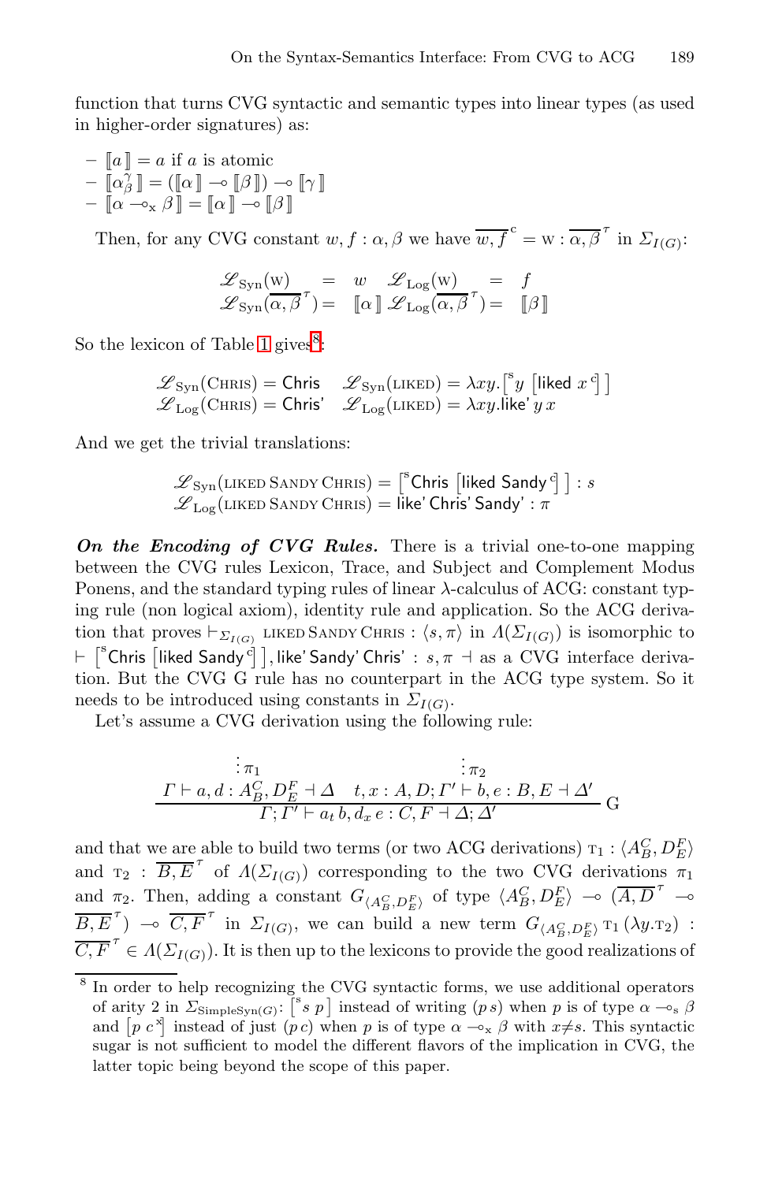function that turns CVG syntactic and semantic types into linear types (as used in higher-order signatures) as:

- $[\![a]\!] = a$ if $a$ is atomic
- $[\![\alpha^{\gamma}_{\beta}]\!] = ([\![\alpha]\!] \multimap [\![\beta]\!]) \multimap [\![\gamma]\!]$
- $[\![\alpha \multimap_{\mathrm{x}} \beta]\!] = [\![\alpha]\!] \multimap [\![\beta]\!]$

Then, for any CVG constant $w, f : \alpha, \beta$ we have $\overline{w, f}^{\,c} = \mathrm{w} : \overline{\alpha, \beta}^{\,\tau}$ in $\Sigma_{I(G)}$:

$$\begin{array}{llll} \mathscr{L}_{\mathrm{Syn}}(\mathrm{w}) &= w & \mathscr{L}_{\mathrm{Log}}(\mathrm{w}) &= f \\ \mathscr{L}_{\mathrm{Syn}}(\overline{\alpha, \beta}^{\,\tau}) &= [\![\alpha]\!] & \mathscr{L}_{\mathrm{Log}}(\overline{\alpha, \beta}^{\,\tau}) &= [\![\beta]\!] \end{array}$$

So the lexicon of Table 1 gives[8]:

$$\begin{array}{ll} \mathscr{L}_{\mathrm{Syn}}(\textsc{Chris}) = \mathsf{Chris} & \mathscr{L}_{\mathrm{Syn}}(\textsc{liked}) = \lambda xy.\left[^{\mathrm{s}} y \left[\mathsf{liked}\ x^{\,\mathrm{c}}\right]\right] \\ \mathscr{L}_{\mathrm{Log}}(\textsc{Chris}) = \mathsf{Chris'} & \mathscr{L}_{\mathrm{Log}}(\textsc{liked}) = \lambda xy.\mathsf{like'}\ y\ x \end{array}$$

And we get the trivial translations:

$$\begin{array}{l} \mathscr{L}_{\mathrm{Syn}}(\textsc{liked Sandy Chris}) = \left[^{\mathrm{s}}\mathsf{Chris}\ \left[\mathsf{liked\ Sandy}^{\,\mathrm{c}}\right]\right] : s \\ \mathscr{L}_{\mathrm{Log}}(\textsc{liked Sandy Chris}) = \mathsf{like'\ Chris'\ Sandy'} : \pi \end{array}$$

***On the Encoding of CVG Rules.*** There is a trivial one-to-one mapping between the CVG rules Lexicon, Trace, and Subject and Complement Modus Ponens, and the standard typing rules of linear $\lambda$-calculus of ACG: constant typing rule (non logical axiom), identity rule and application. So the ACG derivation that proves $\vdash_{\Sigma_{I(G)}}$ $\textsc{liked Sandy Chris} : \langle s, \pi\rangle$ in $\Lambda(\Sigma_{I(G)})$ is isomorphic to $\vdash \left[^{\mathrm{s}}\mathsf{Chris}\ \left[\mathsf{liked\ Sandy}^{\,\mathrm{c}}\right]\right], \mathsf{like'\ Sandy'\ Chris'} : s, \pi \dashv$ as a CVG interface derivation. But the CVG G rule has no counterpart in the ACG type system. So it needs to be introduced using constants in $\Sigma_{I(G)}$.

Let's assume a CVG derivation using the following rule:

$$\dfrac{\begin{array}{cc} \vdots\,\pi_1 & \vdots\,\pi_2 \\ \Gamma \vdash a, d : A^C_B, D^F_E \dashv \Delta & t, x : A, D; \Gamma' \vdash b, e : B, E \dashv \Delta' \end{array}}{\Gamma; \Gamma' \vdash a_t\, b, d_x\, e : C, F \dashv \Delta; \Delta'}\ \mathrm{G}$$

and that we are able to build two terms (or two ACG derivations) $\mathrm{T}_1 : \langle A^C_B, D^F_E\rangle$ and $\mathrm{T}_2 : \overline{B, E}^{\,\tau}$ of $\Lambda(\Sigma_{I(G)})$ corresponding to the two CVG derivations $\pi_1$ and $\pi_2$. Then, adding a constant $G_{\langle A^C_B, D^F_E\rangle}$ of type $\langle A^C_B, D^F_E\rangle \multimap (\overline{A, D}^{\,\tau} \multimap \overline{B, E}^{\,\tau}) \multimap \overline{C, F}^{\,\tau}$ in $\Sigma_{I(G)}$, we can build a new term $G_{\langle A^C_B, D^F_E\rangle}\, \mathrm{T}_1\, (\lambda y.\mathrm{T}_2) : \overline{C, F}^{\,\tau} \in \Lambda(\Sigma_{I(G)})$. It is then up to the lexicons to provide the good realizations of

[8] In order to help recognizing the CVG syntactic forms, we use additional operators of arity 2 in $\Sigma_{\mathrm{SimpleSyn}(G)}$: $\left[^{\mathrm{s}} s\ p\right]$ instead of writing $(p\, s)$ when $p$ is of type $\alpha \multimap_{\mathrm{s}} \beta$ and $\left[p\ c^{\mathrm{x}}\right]$ instead of just $(p\, c)$ when $p$ is of type $\alpha \multimap_{\mathrm{x}} \beta$ with $x \neq s$. This syntactic sugar is not sufficient to model the different flavors of the implication in CVG, the latter topic being beyond the scope of this paper.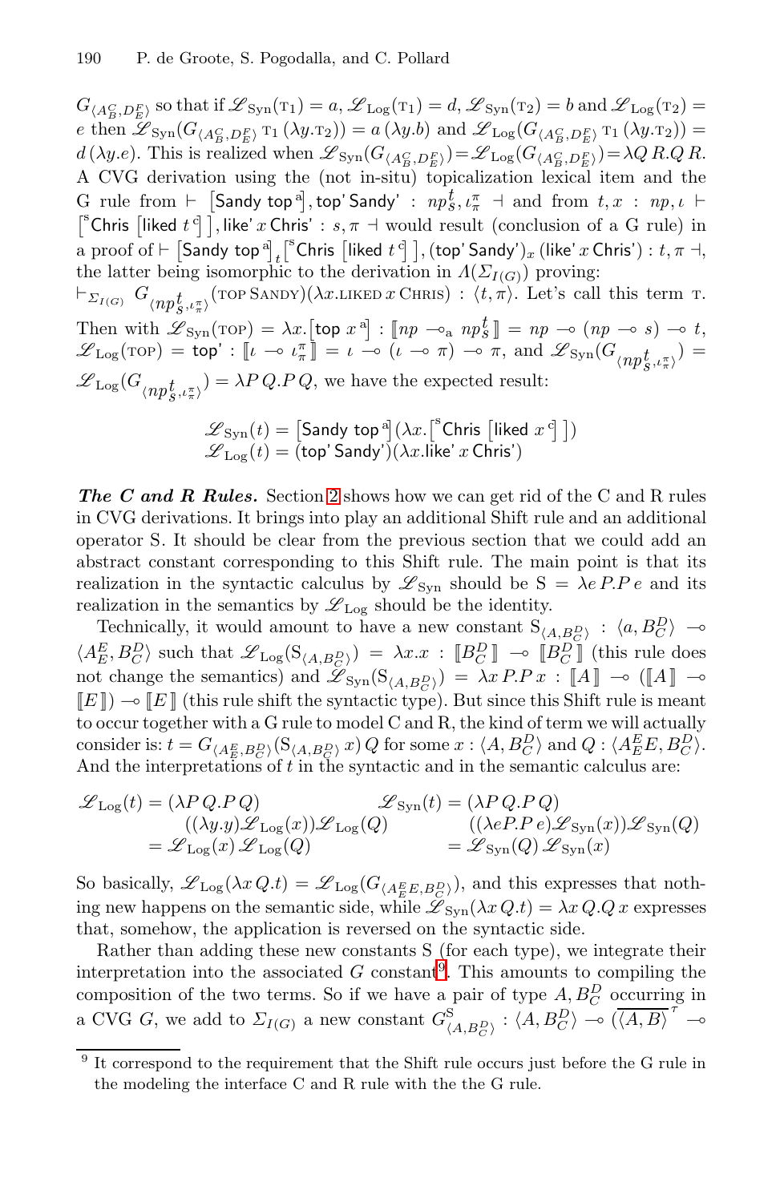$G_{\langle A^C_B, D^F_E\rangle}$ so that if $\mathscr{L}_{\mathrm{Syn}}(\mathrm{T}_1) = a$, $\mathscr{L}_{\mathrm{Log}}(\mathrm{T}_1) = d$, $\mathscr{L}_{\mathrm{Syn}}(\mathrm{T}_2) = b$ and $\mathscr{L}_{\mathrm{Log}}(\mathrm{T}_2) = e$ then $\mathscr{L}_{\mathrm{Syn}}(G_{\langle A^C_B, D^F_E\rangle}\,\mathrm{T}_1\,(\lambda y.\mathrm{T}_2)) = a\,(\lambda y.b)$ and $\mathscr{L}_{\mathrm{Log}}(G_{\langle A^C_B, D^F_E\rangle}\,\mathrm{T}_1\,(\lambda y.\mathrm{T}_2)) = d\,(\lambda y.e)$. This is realized when $\mathscr{L}_{\mathrm{Syn}}(G_{\langle A^C_B, D^F_E\rangle}) = \mathscr{L}_{\mathrm{Log}}(G_{\langle A^C_B, D^F_E\rangle}) = \lambda Q\,R.Q\,R$. A CVG derivation using the (not in-situ) topicalization lexical item and the G rule from $\vdash \left[\mathsf{Sandy\ top}^{\,\mathrm{a}}\right], \mathsf{top'\,Sandy'} : np^t_S, \iota^\pi_\pi \dashv$ and from $t, x : np, \iota \vdash \left[{}^{\mathrm{s}}\mathsf{Chris}\left[\mathsf{liked}\ t^{\,\mathrm{c}}\right]\right], \mathsf{like'}\,x\,\mathsf{Chris'} : s, \pi \dashv$ would result (conclusion of a G rule) in a proof of $\vdash \left[\mathsf{Sandy\ top}^{\,\mathrm{a}}\right]_t\left[{}^{\mathrm{s}}\mathsf{Chris}\left[\mathsf{liked}\ t^{\,\mathrm{c}}\right]\right], (\mathsf{top'\,Sandy'})_x\,(\mathsf{like'}\,x\,\mathsf{Chris'}) : t, \pi \dashv$, the latter being isomorphic to the derivation in $\Lambda(\Sigma_{I(G)})$ proving: $\vdash_{\Sigma_{I(G)}} G_{\langle np^t_S, \iota^\pi_\pi\rangle}(\mathrm{TOP\ SANDY})(\lambda x.\mathrm{LIKED}\,x\,\mathrm{CHRIS}) : \langle t, \pi\rangle$. Let's call this term $\mathrm{T}$. Then with $\mathscr{L}_{\mathrm{Syn}}(\mathrm{TOP}) = \lambda x.\left[\mathsf{top}\ x^{\,\mathrm{a}}\right] : [\![ np \multimap_{\mathrm{a}} np^t_S ]\!] = np \multimap (np \multimap s) \multimap t$, $\mathscr{L}_{\mathrm{Log}}(\mathrm{TOP}) = \mathsf{top'} : [\![ \iota \multimap \iota^\pi_\pi ]\!] = \iota \multimap (\iota \multimap \pi) \multimap \pi$, and $\mathscr{L}_{\mathrm{Syn}}(G_{\langle np^t_S, \iota^\pi_\pi\rangle}) = \mathscr{L}_{\mathrm{Log}}(G_{\langle np^t_S, \iota^\pi_\pi\rangle}) = \lambda P\,Q.P\,Q$, we have the expected result:

$$\mathscr{L}_{\mathrm{Syn}}(t) = \left[\mathsf{Sandy\ top}^{\,\mathrm{a}}\right](\lambda x.\left[{}^{\mathrm{s}}\mathsf{Chris}\left[\mathsf{liked}\ x^{\,\mathrm{c}}\right]\right])$$
$$\mathscr{L}_{\mathrm{Log}}(t) = (\mathsf{top'\,Sandy'})(\lambda x.\mathsf{like'}\,x\,\mathsf{Chris'})$$

***The C and R Rules.*** Section 2 shows how we can get rid of the C and R rules in CVG derivations. It brings into play an additional Shift rule and an additional operator S. It should be clear from the previous section that we could add an abstract constant corresponding to this Shift rule. The main point is that its realization in the syntactic calculus by $\mathscr{L}_{\mathrm{Syn}}$ should be $\mathrm{S} = \lambda e\,P.P\,e$ and its realization in the semantics by $\mathscr{L}_{\mathrm{Log}}$ should be the identity.

Technically, it would amount to have a new constant $\mathrm{S}_{\langle A, B^D_C\rangle} : \langle a, B^D_C\rangle \multimap \langle A^E_E, B^D_C\rangle$ such that $\mathscr{L}_{\mathrm{Log}}(\mathrm{S}_{\langle A, B^D_C\rangle}) = \lambda x.x : [\![ B^D_C ]\!] \multimap [\![ B^D_C ]\!]$ (this rule does not change the semantics) and $\mathscr{L}_{\mathrm{Syn}}(\mathrm{S}_{\langle A, B^D_C\rangle}) = \lambda x\,P.P\,x : [\![ A ]\!] \multimap ([\![ A ]\!] \multimap [\![ E ]\!]) \multimap [\![ E ]\!]$ (this rule shift the syntactic type). But since this Shift rule is meant to occur together with a G rule to model C and R, the kind of term we will actually consider is: $t = G_{\langle A^E_E, B^D_C\rangle}(\mathrm{S}_{\langle A, B^D_C\rangle}\,x)\,Q$ for some $x : \langle A, B^D_C\rangle$ and $Q : \langle A^E_E E, B^D_C\rangle$. And the interpretations of $t$ in the syntactic and in the semantic calculus are:

$$\begin{aligned}\mathscr{L}_{\mathrm{Log}}(t) &= (\lambda P\,Q.P\,Q)\\ &\quad((\lambda y.y)\mathscr{L}_{\mathrm{Log}}(x))\mathscr{L}_{\mathrm{Log}}(Q)\\ &= \mathscr{L}_{\mathrm{Log}}(x)\,\mathscr{L}_{\mathrm{Log}}(Q)\end{aligned} \qquad \begin{aligned}\mathscr{L}_{\mathrm{Syn}}(t) &= (\lambda P\,Q.P\,Q)\\ &\quad((\lambda eP.P\,e)\mathscr{L}_{\mathrm{Syn}}(x))\mathscr{L}_{\mathrm{Syn}}(Q)\\ &= \mathscr{L}_{\mathrm{Syn}}(Q)\,\mathscr{L}_{\mathrm{Syn}}(x)\end{aligned}$$

So basically, $\mathscr{L}_{\mathrm{Log}}(\lambda x\,Q.t) = \mathscr{L}_{\mathrm{Log}}(G_{\langle A^E_E E, B^D_C\rangle})$, and this expresses that nothing new happens on the semantic side, while $\mathscr{L}_{\mathrm{Syn}}(\lambda x\,Q.t) = \lambda x\,Q.Q\,x$ expresses that, somehow, the application is reversed on the syntactic side.

Rather than adding these new constants S (for each type), we integrate their interpretation into the associated $G$ constant[9]. This amounts to compiling the composition of the two terms. So if we have a pair of type $A, B^D_C$ occurring in a CVG $G$, we add to $\Sigma_{I(G)}$ a new constant $G^{\mathrm{S}}_{\langle A, B^D_C\rangle} : \langle A, B^D_C\rangle \multimap \overline{\langle A, B\rangle}^{\tau} \multimap$

[9] It correspond to the requirement that the Shift rule occurs just before the G rule in the modeling the interface C and R rule with the the G rule.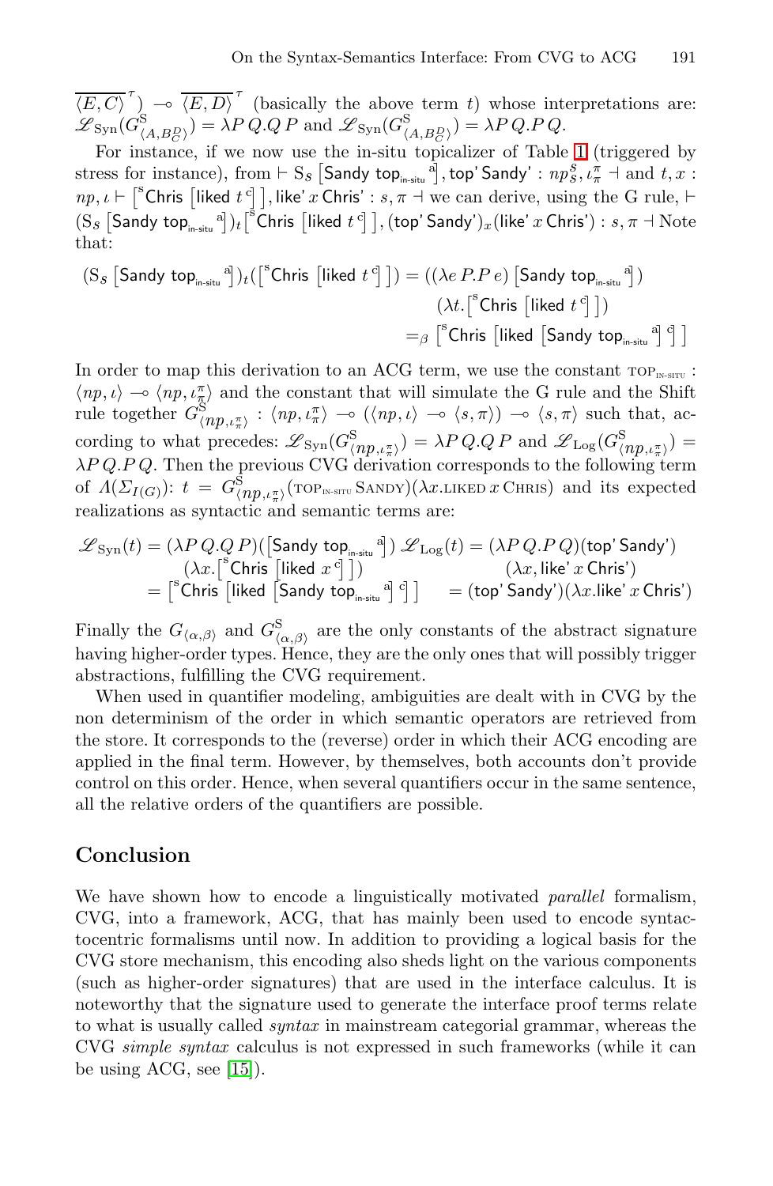$\overline{\langle E, C\rangle}^{\tau}) \multimap \overline{\langle E, D\rangle}^{\tau}$ (basically the above term $t$) whose interpretations are: $\mathscr{L}_{\mathrm{Syn}}(G^{\mathrm{S}}_{\langle A, B^{D}_{C}\rangle}) = \lambda P\, Q.Q\, P$ and $\mathscr{L}_{\mathrm{Syn}}(G^{\mathrm{S}}_{\langle A, B^{D}_{C}\rangle}) = \lambda P\, Q.P\, Q$.

For instance, if we now use the in-situ topicalizer of Table 1 (triggered by stress for instance), from $\vdash \mathrm{S}_{S}\left[\mathsf{Sandy\ top_{in\text{-}situ}}\,{}^{\mathrm{a}}\right], \mathsf{top'\,Sandy'} : np^{S}_{S}, \iota^{\pi}_{\pi} \dashv$ and $t, x : np, \iota \vdash \left[{}^{\mathrm{s}}\mathsf{Chris}\left[\mathsf{liked}\ t\,{}^{\mathrm{c}}\right]\right], \mathsf{like'}\,x\,\mathsf{Chris'} : s, \pi \dashv$ we can derive, using the G rule, $\vdash (\mathrm{S}_{S}\left[\mathsf{Sandy\ top_{in\text{-}situ}}\,{}^{\mathrm{a}}\right])_{t}\left[{}^{\mathrm{s}}\mathsf{Chris}\left[\mathsf{liked}\ t\,{}^{\mathrm{c}}\right]\right], (\mathsf{top'\,Sandy'})_{x}(\mathsf{like'}\,x\,\mathsf{Chris'}) : s, \pi \dashv$ Note that:

$$
\begin{aligned}
(\mathrm{S}_{S}\left[\mathsf{Sandy\ top_{in\text{-}situ}}\,{}^{\mathrm{a}}\right])_{t}(\left[{}^{\mathrm{s}}\mathsf{Chris}\left[\mathsf{liked}\ t\,{}^{\mathrm{c}}\right]\right]) &= ((\lambda e\, P.P\, e)\left[\mathsf{Sandy\ top_{in\text{-}situ}}\,{}^{\mathrm{a}}\right]) \\
&\qquad (\lambda t.\left[{}^{\mathrm{s}}\mathsf{Chris}\left[\mathsf{liked}\ t\,{}^{\mathrm{c}}\right]\right]) \\
&=_{\beta} \left[{}^{\mathrm{s}}\mathsf{Chris}\left[\mathsf{liked}\left[\mathsf{Sandy\ top_{in\text{-}situ}}\,{}^{\mathrm{a}}\right]{}^{\mathrm{c}}\right]\right]
\end{aligned}
$$

In order to map this derivation to an ACG term, we use the constant $\textsc{top}_{\textsc{in-situ}} : \langle np, \iota\rangle \multimap \langle np, \iota^{\pi}_{\pi}\rangle$ and the constant that will simulate the G rule and the Shift rule together $G^{\mathrm{S}}_{\langle np, \iota^{\pi}_{\pi}\rangle} : \langle np, \iota^{\pi}_{\pi}\rangle \multimap (\langle np, \iota\rangle \multimap \langle s, \pi\rangle) \multimap \langle s, \pi\rangle$ such that, according to what precedes: $\mathscr{L}_{\mathrm{Syn}}(G^{\mathrm{S}}_{\langle np, \iota^{\pi}_{\pi}\rangle}) = \lambda P\, Q.Q\, P$ and $\mathscr{L}_{\mathrm{Log}}(G^{\mathrm{S}}_{\langle np, \iota^{\pi}_{\pi}\rangle}) = \lambda P\, Q.P\, Q$. Then the previous CVG derivation corresponds to the following term of $\Lambda(\Sigma_{I(G)})$: $t = G^{\mathrm{S}}_{\langle np, \iota^{\pi}_{\pi}\rangle}(\textsc{top}_{\textsc{in-situ}}\,\textsc{Sandy})(\lambda x.\textsc{liked}\,x\,\textsc{Chris})$ and its expected realizations as syntactic and semantic terms are:

$$
\begin{aligned}
\mathscr{L}_{\mathrm{Syn}}(t) &= (\lambda P\, Q.Q\, P)(\left[\mathsf{Sandy\ top_{in\text{-}situ}}\,{}^{\mathrm{a}}\right]) & \mathscr{L}_{\mathrm{Log}}(t) &= (\lambda P\, Q.P\, Q)(\mathsf{top'\,Sandy'}) \\
&\qquad (\lambda x.\left[{}^{\mathrm{s}}\mathsf{Chris}\left[\mathsf{liked}\ x\,{}^{\mathrm{c}}\right]\right]) & &\qquad (\lambda x, \mathsf{like'}\,x\,\mathsf{Chris'}) \\
&= \left[{}^{\mathrm{s}}\mathsf{Chris}\left[\mathsf{liked}\left[\mathsf{Sandy\ top_{in\text{-}situ}}\,{}^{\mathrm{a}}\right]{}^{\mathrm{c}}\right]\right] & &= (\mathsf{top'\,Sandy'})(\lambda x.\mathsf{like'}\,x\,\mathsf{Chris'})
\end{aligned}
$$

Finally the $G_{\langle \alpha, \beta\rangle}$ and $G^{\mathrm{S}}_{\langle \alpha, \beta\rangle}$ are the only constants of the abstract signature having higher-order types. Hence, they are the only ones that will possibly trigger abstractions, fulfilling the CVG requirement.

When used in quantifier modeling, ambiguities are dealt with in CVG by the non determinism of the order in which semantic operators are retrieved from the store. It corresponds to the (reverse) order in which their ACG encoding are applied in the final term. However, by themselves, both accounts don't provide control on this order. Hence, when several quantifiers occur in the same sentence, all the relative orders of the quantifiers are possible.

## Conclusion

We have shown how to encode a linguistically motivated *parallel* formalism, CVG, into a framework, ACG, that has mainly been used to encode syntactocentric formalisms until now. In addition to providing a logical basis for the CVG store mechanism, this encoding also sheds light on the various components (such as higher-order signatures) that are used in the interface calculus. It is noteworthy that the signature used to generate the interface proof terms relate to what is usually called *syntax* in mainstream categorial grammar, whereas the CVG *simple syntax* calculus is not expressed in such frameworks (while it can be using ACG, see [15]).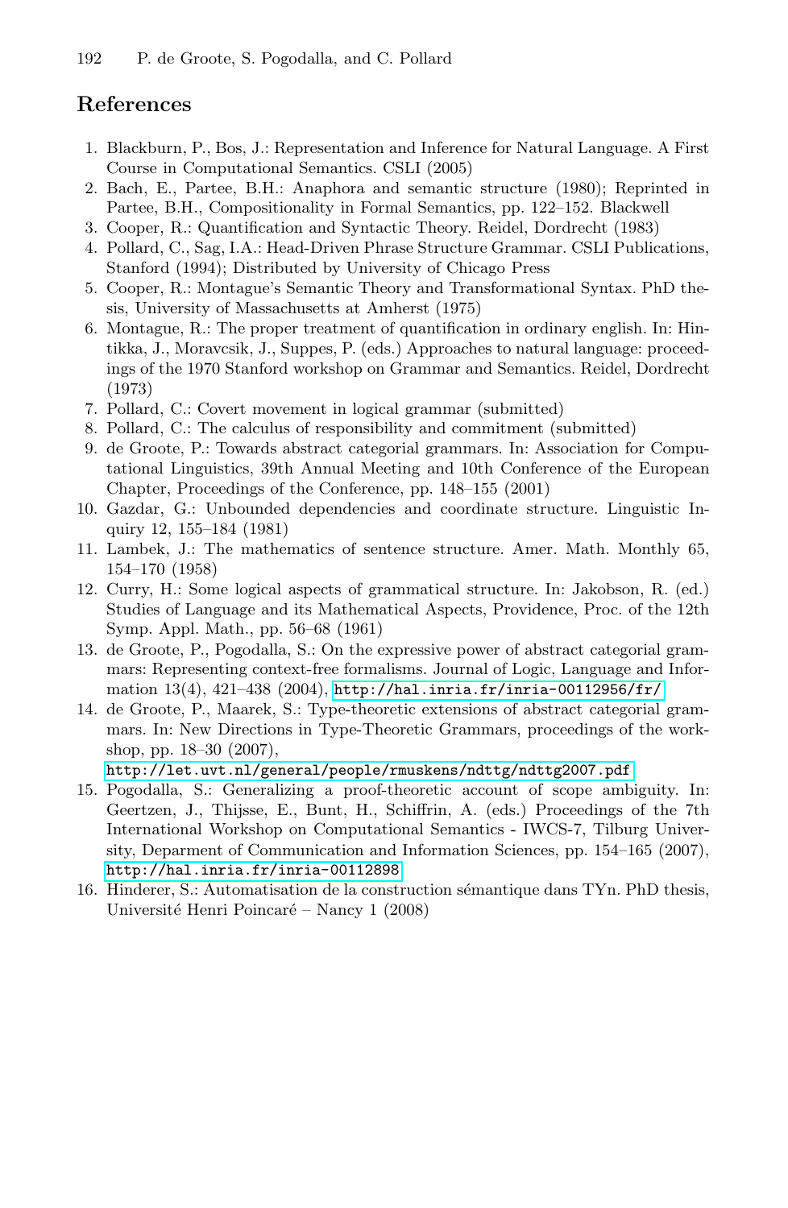## References

1. Blackburn, P., Bos, J.: Representation and Inference for Natural Language. A First Course in Computational Semantics. CSLI (2005)
2. Bach, E., Partee, B.H.: Anaphora and semantic structure (1980); Reprinted in Partee, B.H., Compositionality in Formal Semantics, pp. 122–152. Blackwell
3. Cooper, R.: Quantification and Syntactic Theory. Reidel, Dordrecht (1983)
4. Pollard, C., Sag, I.A.: Head-Driven Phrase Structure Grammar. CSLI Publications, Stanford (1994); Distributed by University of Chicago Press
5. Cooper, R.: Montague's Semantic Theory and Transformational Syntax. PhD thesis, University of Massachusetts at Amherst (1975)
6. Montague, R.: The proper treatment of quantification in ordinary english. In: Hintikka, J., Moravcsik, J., Suppes, P. (eds.) Approaches to natural language: proceedings of the 1970 Stanford workshop on Grammar and Semantics. Reidel, Dordrecht (1973)
7. Pollard, C.: Covert movement in logical grammar (submitted)
8. Pollard, C.: The calculus of responsibility and commitment (submitted)
9. de Groote, P.: Towards abstract categorial grammars. In: Association for Computational Linguistics, 39th Annual Meeting and 10th Conference of the European Chapter, Proceedings of the Conference, pp. 148–155 (2001)
10. Gazdar, G.: Unbounded dependencies and coordinate structure. Linguistic Inquiry 12, 155–184 (1981)
11. Lambek, J.: The mathematics of sentence structure. Amer. Math. Monthly 65, 154–170 (1958)
12. Curry, H.: Some logical aspects of grammatical structure. In: Jakobson, R. (ed.) Studies of Language and its Mathematical Aspects, Providence, Proc. of the 12th Symp. Appl. Math., pp. 56–68 (1961)
13. de Groote, P., Pogodalla, S.: On the expressive power of abstract categorial grammars: Representing context-free formalisms. Journal of Logic, Language and Information 13(4), 421–438 (2004), http://hal.inria.fr/inria-00112956/fr/
14. de Groote, P., Maarek, S.: Type-theoretic extensions of abstract categorial grammars. In: New Directions in Type-Theoretic Grammars, proceedings of the workshop, pp. 18–30 (2007), http://let.uvt.nl/general/people/rmuskens/ndttg/ndttg2007.pdf
15. Pogodalla, S.: Generalizing a proof-theoretic account of scope ambiguity. In: Geertzen, J., Thijsse, E., Bunt, H., Schiffrin, A. (eds.) Proceedings of the 7th International Workshop on Computational Semantics - IWCS-7, Tilburg University, Deparment of Communication and Information Sciences, pp. 154–165 (2007), http://hal.inria.fr/inria-00112898
16. Hinderer, S.: Automatisation de la construction sémantique dans TYn. PhD thesis, Université Henri Poincaré – Nancy 1 (2008)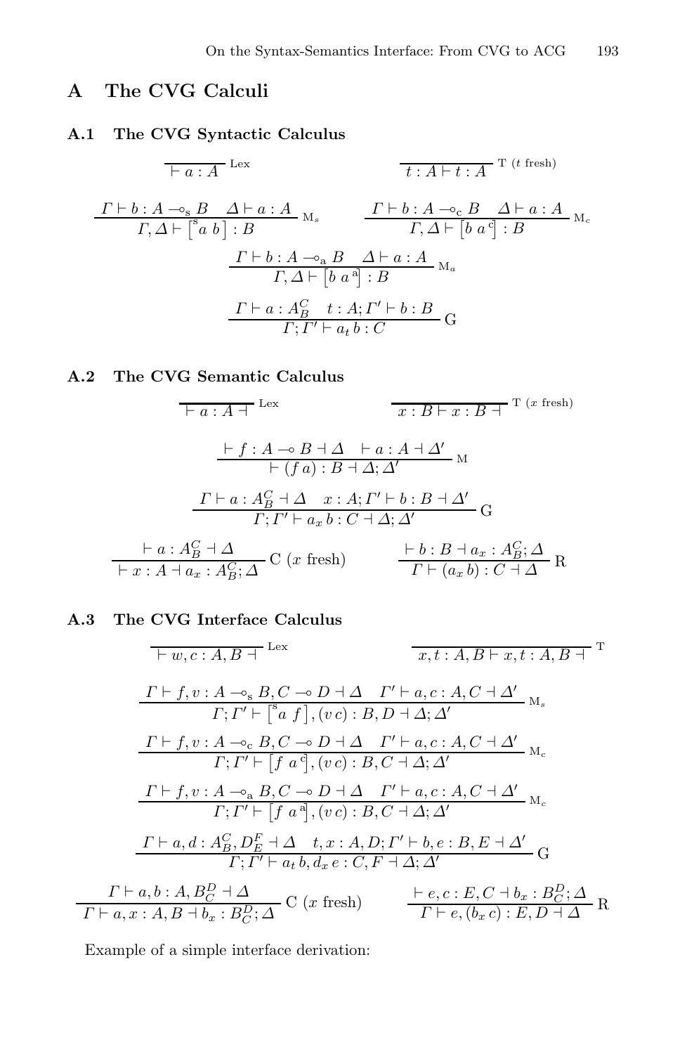## A The CVG Calculi

### A.1 The CVG Syntactic Calculus

$$\frac{}{\vdash a : A}\ \text{Lex} \qquad \frac{}{t : A \vdash t : A}\ \text{T}\ (t \text{ fresh})$$

$$\frac{\Gamma \vdash b : A \multimap_{\text{s}} B \quad \Delta \vdash a : A}{\Gamma, \Delta \vdash \left[^{\text{s}} a\ b\right] : B}\ \text{M}_s \qquad \frac{\Gamma \vdash b : A \multimap_{\text{c}} B \quad \Delta \vdash a : A}{\Gamma, \Delta \vdash \left[b\ a^{\text{c}}\right] : B}\ \text{M}_c$$

$$\frac{\Gamma \vdash b : A \multimap_{\text{a}} B \quad \Delta \vdash a : A}{\Gamma, \Delta \vdash \left[b\ a^{\text{a}}\right] : B}\ \text{M}_a$$

$$\frac{\Gamma \vdash a : A_B^C \quad t : A; \Gamma' \vdash b : B}{\Gamma; \Gamma' \vdash a_t\, b : C}\ \text{G}$$

### A.2 The CVG Semantic Calculus

$$\frac{}{\vdash a : A \dashv}\ \text{Lex} \qquad \frac{}{x : B \vdash x : B \dashv}\ \text{T}\ (x \text{ fresh})$$

$$\frac{\vdash f : A \multimap B \dashv \Delta \quad \vdash a : A \dashv \Delta'}{\vdash (f\, a) : B \dashv \Delta; \Delta'}\ \text{M}$$

$$\frac{\Gamma \vdash a : A_B^C \dashv \Delta \quad x : A; \Gamma' \vdash b : B \dashv \Delta'}{\Gamma; \Gamma' \vdash a_x\, b : C \dashv \Delta; \Delta'}\ \text{G}$$

$$\frac{\vdash a : A_B^C \dashv \Delta}{\vdash x : A \dashv a_x : A_B^C; \Delta}\ \text{C}\ (x \text{ fresh}) \qquad \frac{\vdash b : B \dashv a_x : A_B^C; \Delta}{\Gamma \vdash (a_x\, b) : C \dashv \Delta}\ \text{R}$$

### A.3 The CVG Interface Calculus

$$\frac{}{\vdash w, c : A, B \dashv}\ \text{Lex} \qquad \frac{}{x, t : A, B \vdash x, t : A, B \dashv}\ \text{T}$$

$$\frac{\Gamma \vdash f, v : A \multimap_{\text{s}} B, C \multimap D \dashv \Delta \quad \Gamma' \vdash a, c : A, C \dashv \Delta'}{\Gamma; \Gamma' \vdash \left[^{\text{s}} a\ f\right], (v\, c) : B, D \dashv \Delta; \Delta'}\ \text{M}_s$$

$$\frac{\Gamma \vdash f, v : A \multimap_{\text{c}} B, C \multimap D \dashv \Delta \quad \Gamma' \vdash a, c : A, C \dashv \Delta'}{\Gamma; \Gamma' \vdash \left[f\ a^{\text{c}}\right], (v\, c) : B, C \dashv \Delta; \Delta'}\ \text{M}_c$$

$$\frac{\Gamma \vdash f, v : A \multimap_{\text{a}} B, C \multimap D \dashv \Delta \quad \Gamma' \vdash a, c : A, C \dashv \Delta'}{\Gamma; \Gamma' \vdash \left[f\ a^{\text{a}}\right], (v\, c) : B, C \dashv \Delta; \Delta'}\ \text{M}_c$$

$$\frac{\Gamma \vdash a, d : A_B^C, D_E^F \dashv \Delta \quad t, x : A, D; \Gamma' \vdash b, e : B, E \dashv \Delta'}{\Gamma; \Gamma' \vdash a_t\, b, d_x\, e : C, F \dashv \Delta; \Delta'}\ \text{G}$$

$$\frac{\Gamma \vdash a, b : A, B_C^D \dashv \Delta}{\Gamma \vdash a, x : A, B \dashv b_x : B_C^D; \Delta}\ \text{C}\ (x \text{ fresh}) \qquad \frac{\vdash e, c : E, C \dashv b_x : B_C^D; \Delta}{\Gamma \vdash e, (b_x\, c) : E, D \dashv \Delta}\ \text{R}$$

Example of a simple interface derivation: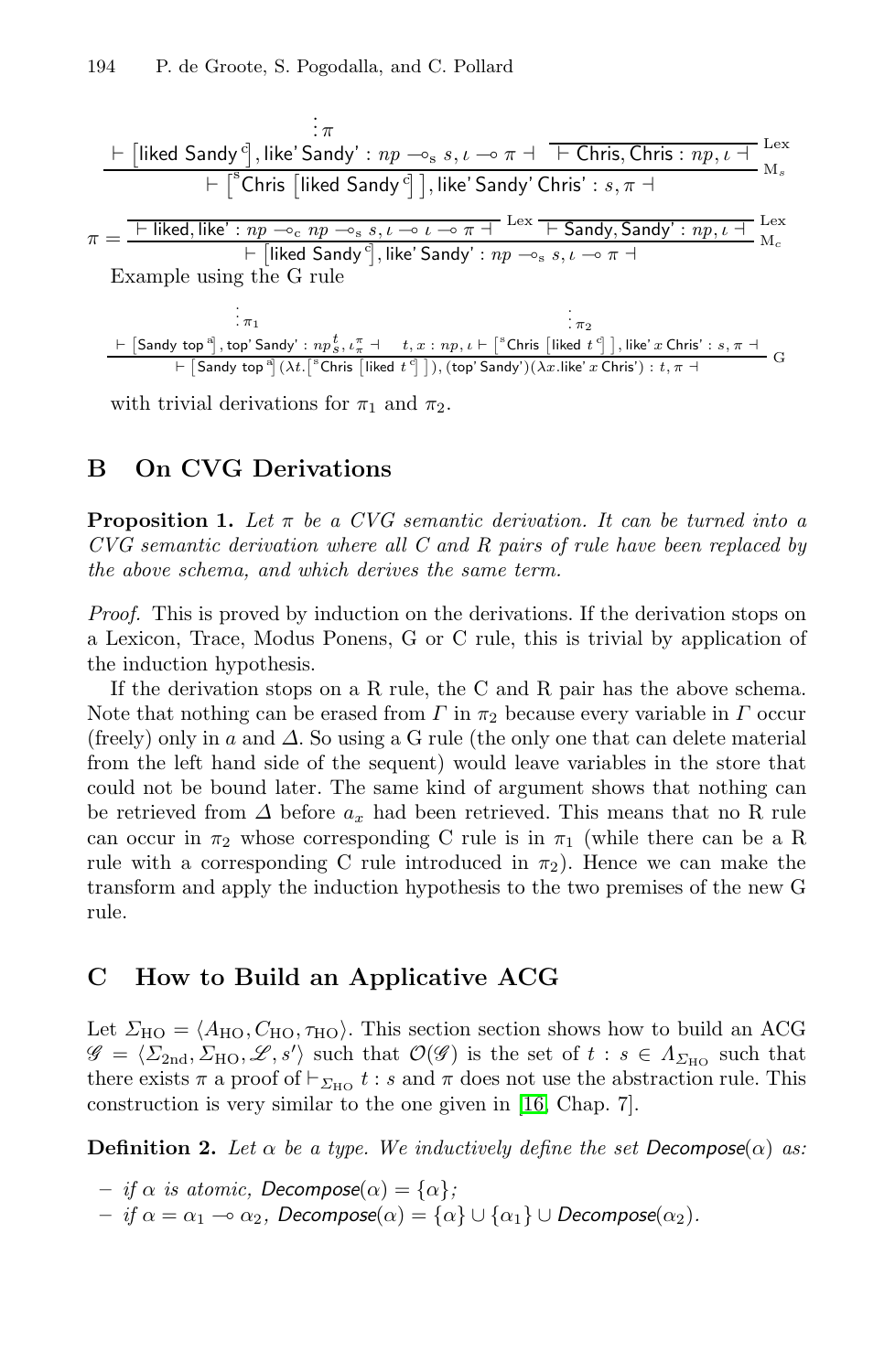$$\dfrac{\dfrac{\vdots\,\pi}{\vdash [\mathsf{liked\ Sandy}^{c}], \mathsf{like'\,Sandy'} : np \multimap_{s} s, \iota \multimap \pi \dashv} \quad \dfrac{}{\vdash \mathsf{Chris}, \mathsf{Chris} : np, \iota \dashv}\,\text{Lex}}{\vdash [{}^{s}\mathsf{Chris}\ [\mathsf{liked\ Sandy}^{c}]], \mathsf{like'\,Sandy'\,Chris'} : s, \pi \dashv}\,\text{M}_s$$

$$\pi = \dfrac{\dfrac{}{\vdash \mathsf{liked}, \mathsf{like'} : np \multimap_{c} np \multimap_{s} s, \iota \multimap \iota \multimap \pi \dashv}\,\text{Lex} \quad \dfrac{}{\vdash \mathsf{Sandy}, \mathsf{Sandy'} : np, \iota \dashv}\,\text{Lex}}{\vdash [\mathsf{liked\ Sandy}^{c}], \mathsf{like'\,Sandy'} : np \multimap_{s} s, \iota \multimap \pi \dashv}\,\text{M}_c$$

Example using the G rule

$$\dfrac{\dfrac{\vdots\,\pi_1}{\vdash [\mathsf{Sandy\ top}^{a}], \mathsf{top'\,Sandy'} : np_{s}^{t}, \iota_{\pi}^{\pi} \dashv} \quad \dfrac{\vdots\,\pi_2}{t, x : np, \iota \vdash [{}^{s}\mathsf{Chris}\ [\mathsf{liked}\ t^{c}]], \mathsf{like'}\,x\,\mathsf{Chris'} : s, \pi \dashv}}{\vdash [\mathsf{Sandy\ top}^{a}](\lambda t.[{}^{s}\mathsf{Chris}\ [\mathsf{liked}\ t^{c}]]), (\mathsf{top'\,Sandy'})(\lambda x.\mathsf{like'}\,x\,\mathsf{Chris'}) : t, \pi \dashv}\,\text{G}$$

with trivial derivations for $\pi_1$ and $\pi_2$.

## B On CVG Derivations

**Proposition 1.** *Let $\pi$ be a CVG semantic derivation. It can be turned into a CVG semantic derivation where all C and R pairs of rule have been replaced by the above schema, and which derives the same term.*

*Proof.* This is proved by induction on the derivations. If the derivation stops on a Lexicon, Trace, Modus Ponens, G or C rule, this is trivial by application of the induction hypothesis.

If the derivation stops on a R rule, the C and R pair has the above schema. Note that nothing can be erased from $\Gamma$ in $\pi_2$ because every variable in $\Gamma$ occur (freely) only in $a$ and $\Delta$. So using a G rule (the only one that can delete material from the left hand side of the sequent) would leave variables in the store that could not be bound later. The same kind of argument shows that nothing can be retrieved from $\Delta$ before $a_x$ had been retrieved. This means that no R rule can occur in $\pi_2$ whose corresponding C rule is in $\pi_1$ (while there can be a R rule with a corresponding C rule introduced in $\pi_2$). Hence we can make the transform and apply the induction hypothesis to the two premises of the new G rule.

## C How to Build an Applicative ACG

Let $\Sigma_{\text{HO}} = \langle A_{\text{HO}}, C_{\text{HO}}, \tau_{\text{HO}} \rangle$. This section section shows how to build an ACG $\mathscr{G} = \langle \Sigma_{\text{2nd}}, \Sigma_{\text{HO}}, \mathscr{L}, s' \rangle$ such that $\mathcal{O}(\mathscr{G})$ is the set of $t : s \in \Lambda_{\Sigma_{\text{HO}}}$ such that there exists $\pi$ a proof of $\vdash_{\Sigma_{\text{HO}}} t : s$ and $\pi$ does not use the abstraction rule. This construction is very similar to the one given in [16, Chap. 7].

**Definition 2.** *Let $\alpha$ be a type. We inductively define the set* Decompose$(\alpha)$ *as:*

- *if $\alpha$ is atomic,* Decompose$(\alpha) = \{\alpha\}$;
- *if $\alpha = \alpha_1 \multimap \alpha_2$,* Decompose$(\alpha) = \{\alpha\} \cup \{\alpha_1\} \cup$ Decompose$(\alpha_2)$.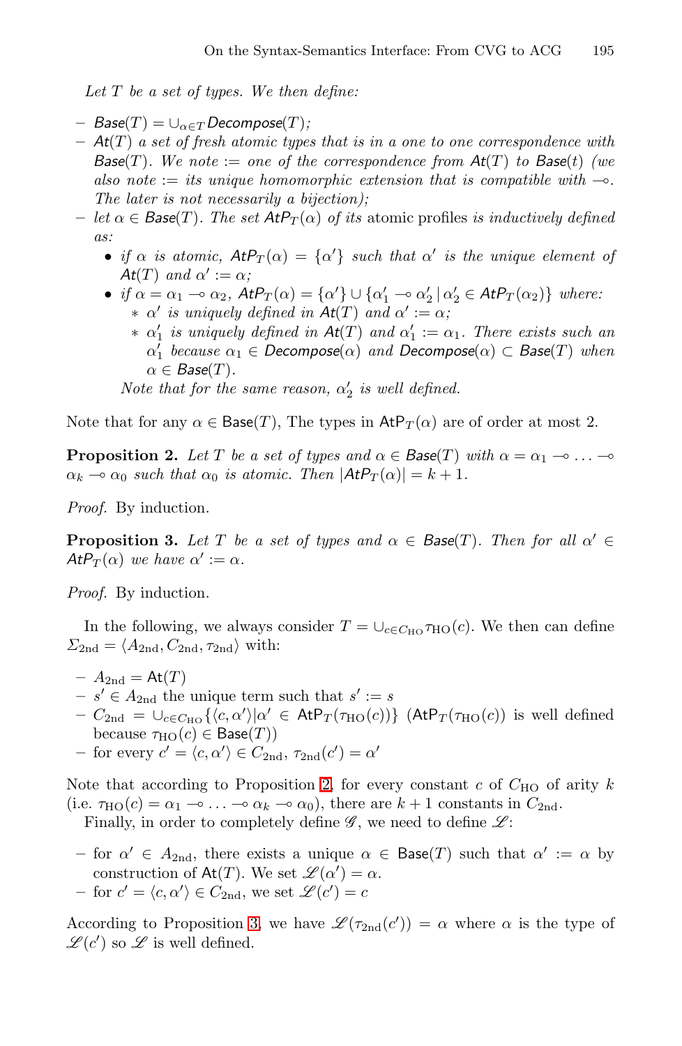*Let $T$ be a set of types. We then define:*

- $\mathit{Base}(T) = \cup_{\alpha \in T} \mathit{Decompose}(T)$;
- $\mathit{At}(T)$ *a set of fresh atomic types that is in a one to one correspondence with* $\mathit{Base}(T)$. *We note* $:=$ *one of the correspondence from* $\mathit{At}(T)$ *to* $\mathit{Base}(t)$ *(we also note* $:=$ *its unique homomorphic extension that is compatible with* $\multimap$. *The later is not necessarily a bijection);*
- *let* $\alpha \in \mathit{Base}(T)$. *The set* $\mathit{AtP}_T(\alpha)$ *of its* atomic profiles *is inductively defined as:*
  - *if* $\alpha$ *is atomic,* $\mathit{AtP}_T(\alpha) = \{\alpha'\}$ *such that* $\alpha'$ *is the unique element of* $\mathit{At}(T)$ *and* $\alpha' := \alpha$;
  - *if* $\alpha = \alpha_1 \multimap \alpha_2$, $\mathit{AtP}_T(\alpha) = \{\alpha'\} \cup \{\alpha'_1 \multimap \alpha'_2 \mid \alpha'_2 \in \mathit{AtP}_T(\alpha_2)\}$ *where:*
    - $\alpha'$ *is uniquely defined in* $\mathit{At}(T)$ *and* $\alpha' := \alpha$;
    - $\alpha'_1$ *is uniquely defined in* $\mathit{At}(T)$ *and* $\alpha'_1 := \alpha_1$. *There exists such an* $\alpha'_1$ *because* $\alpha_1 \in \mathit{Decompose}(\alpha)$ *and* $\mathit{Decompose}(\alpha) \subset \mathit{Base}(T)$ *when* $\alpha \in \mathit{Base}(T)$.

    *Note that for the same reason,* $\alpha'_2$ *is well defined.*

Note that for any $\alpha \in \mathsf{Base}(T)$, The types in $\mathsf{AtP}_T(\alpha)$ are of order at most 2.

**Proposition 2.** *Let $T$ be a set of types and $\alpha \in \mathit{Base}(T)$ with $\alpha = \alpha_1 \multimap \ldots \multimap \alpha_k \multimap \alpha_0$ such that $\alpha_0$ is atomic. Then $|\mathit{AtP}_T(\alpha)| = k + 1$.*

*Proof.* By induction.

**Proposition 3.** *Let $T$ be a set of types and $\alpha \in \mathit{Base}(T)$. Then for all $\alpha' \in \mathit{AtP}_T(\alpha)$ we have $\alpha' := \alpha$.*

*Proof.* By induction.

In the following, we always consider $T = \cup_{c \in C_{\mathrm{HO}}} \tau_{\mathrm{HO}}(c)$. We then can define $\Sigma_{\mathrm{2nd}} = \langle A_{\mathrm{2nd}}, C_{\mathrm{2nd}}, \tau_{\mathrm{2nd}} \rangle$ with:

- $A_{\mathrm{2nd}} = \mathsf{At}(T)$
- $s' \in A_{\mathrm{2nd}}$ the unique term such that $s' := s$
- $C_{\mathrm{2nd}} = \cup_{c \in C_{\mathrm{HO}}} \{\langle c, \alpha' \rangle | \alpha' \in \mathsf{AtP}_T(\tau_{\mathrm{HO}}(c))\}$ ($\mathsf{AtP}_T(\tau_{\mathrm{HO}}(c))$ is well defined because $\tau_{\mathrm{HO}}(c) \in \mathsf{Base}(T)$)
- for every $c' = \langle c, \alpha' \rangle \in C_{\mathrm{2nd}}$, $\tau_{\mathrm{2nd}}(c') = \alpha'$

Note that according to Proposition 2, for every constant $c$ of $C_{\mathrm{HO}}$ of arity $k$ (i.e. $\tau_{\mathrm{HO}}(c) = \alpha_1 \multimap \ldots \multimap \alpha_k \multimap \alpha_0$), there are $k+1$ constants in $C_{\mathrm{2nd}}$.

Finally, in order to completely define $\mathscr{G}$, we need to define $\mathscr{L}$:

- for $\alpha' \in A_{\mathrm{2nd}}$, there exists a unique $\alpha \in \mathsf{Base}(T)$ such that $\alpha' := \alpha$ by construction of $\mathsf{At}(T)$. We set $\mathscr{L}(\alpha') = \alpha$.
- for $c' = \langle c, \alpha' \rangle \in C_{\mathrm{2nd}}$, we set $\mathscr{L}(c') = c$

According to Proposition 3, we have $\mathscr{L}(\tau_{\mathrm{2nd}}(c')) = \alpha$ where $\alpha$ is the type of $\mathscr{L}(c')$ so $\mathscr{L}$ is well defined.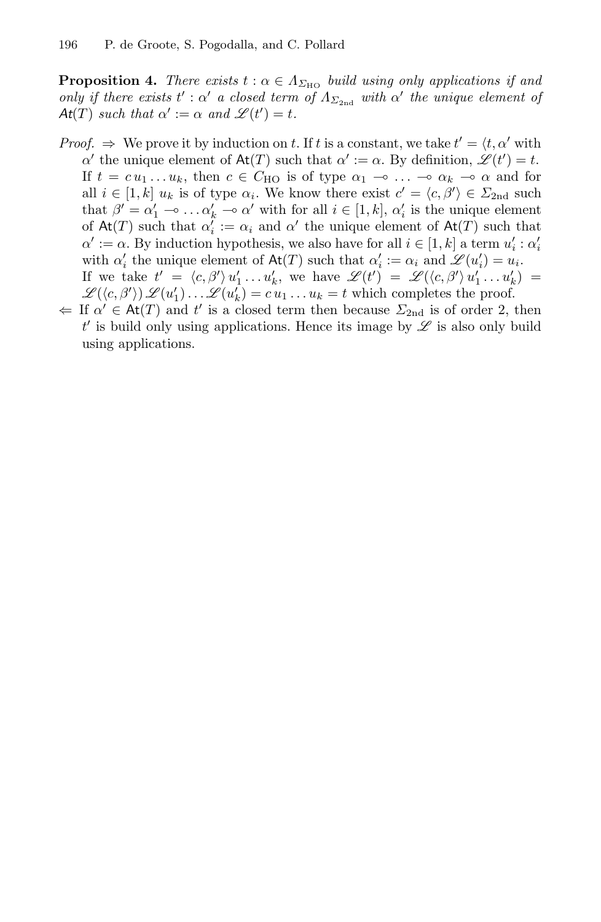**Proposition 4.** *There exists $t : \alpha \in \Lambda_{\Sigma_{\mathrm{HO}}}$ build using only applications if and only if there exists $t' : \alpha'$ a closed term of $\Lambda_{\Sigma_{\mathrm{2nd}}}$ with $\alpha'$ the unique element of $\mathsf{At}(T)$ such that $\alpha' := \alpha$ and $\mathscr{L}(t') = t$.*

*Proof.* $\Rightarrow$ We prove it by induction on $t$. If $t$ is a constant, we take $t' = \langle t, \alpha'$ with $\alpha'$ the unique element of $\mathsf{At}(T)$ such that $\alpha' := \alpha$. By definition, $\mathscr{L}(t') = t$. If $t = c\, u_1 \ldots u_k$, then $c \in C_{\mathrm{HO}}$ is of type $\alpha_1 \multimap \ldots \multimap \alpha_k \multimap \alpha$ and for all $i \in [1, k]$ $u_k$ is of type $\alpha_i$. We know there exist $c' = \langle c, \beta' \rangle \in \Sigma_{\mathrm{2nd}}$ such that $\beta' = \alpha'_1 \multimap \ldots \alpha'_k \multimap \alpha'$ with for all $i \in [1, k]$, $\alpha'_i$ is the unique element of $\mathsf{At}(T)$ such that $\alpha'_i := \alpha_i$ and $\alpha'$ the unique element of $\mathsf{At}(T)$ such that $\alpha' := \alpha$. By induction hypothesis, we also have for all $i \in [1, k]$ a term $u'_i : \alpha'_i$ with $\alpha'_i$ the unique element of $\mathsf{At}(T)$ such that $\alpha'_i := \alpha_i$ and $\mathscr{L}(u'_i) = u_i$.
If we take $t' = \langle c, \beta' \rangle\, u'_1 \ldots u'_k$, we have $\mathscr{L}(t') = \mathscr{L}(\langle c, \beta' \rangle\, u'_1 \ldots u'_k) = \mathscr{L}(\langle c, \beta' \rangle)\, \mathscr{L}(u'_1) \ldots \mathscr{L}(u'_k) = c\, u_1 \ldots u_k = t$ which completes the proof.

$\Leftarrow$ If $\alpha' \in \mathsf{At}(T)$ and $t'$ is a closed term then because $\Sigma_{\mathrm{2nd}}$ is of order 2, then $t'$ is build only using applications. Hence its image by $\mathscr{L}$ is also only build using applications.